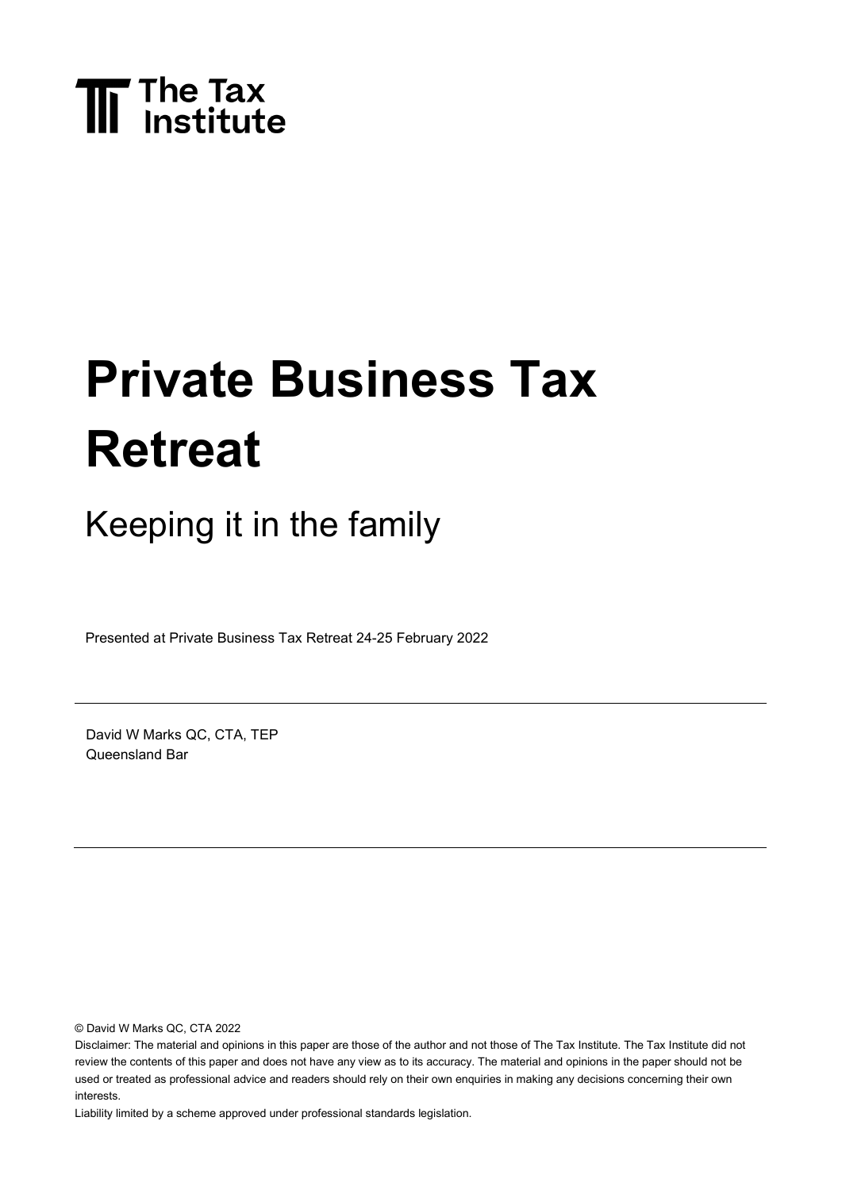The Tax Institute

# Private Business Tax Retreat

## Keeping it in the family

Presented at Private Business Tax Retreat 24-25 February 2022

---

David W Marks QC, CTA, TEP
Queensland Bar

---

© David W Marks QC, CTA 2022

Disclaimer: The material and opinions in this paper are those of the author and not those of The Tax Institute. The Tax Institute did not review the contents of this paper and does not have any view as to its accuracy. The material and opinions in the paper should not be used or treated as professional advice and readers should rely on their own enquiries in making any decisions concerning their own interests.

Liability limited by a scheme approved under professional standards legislation.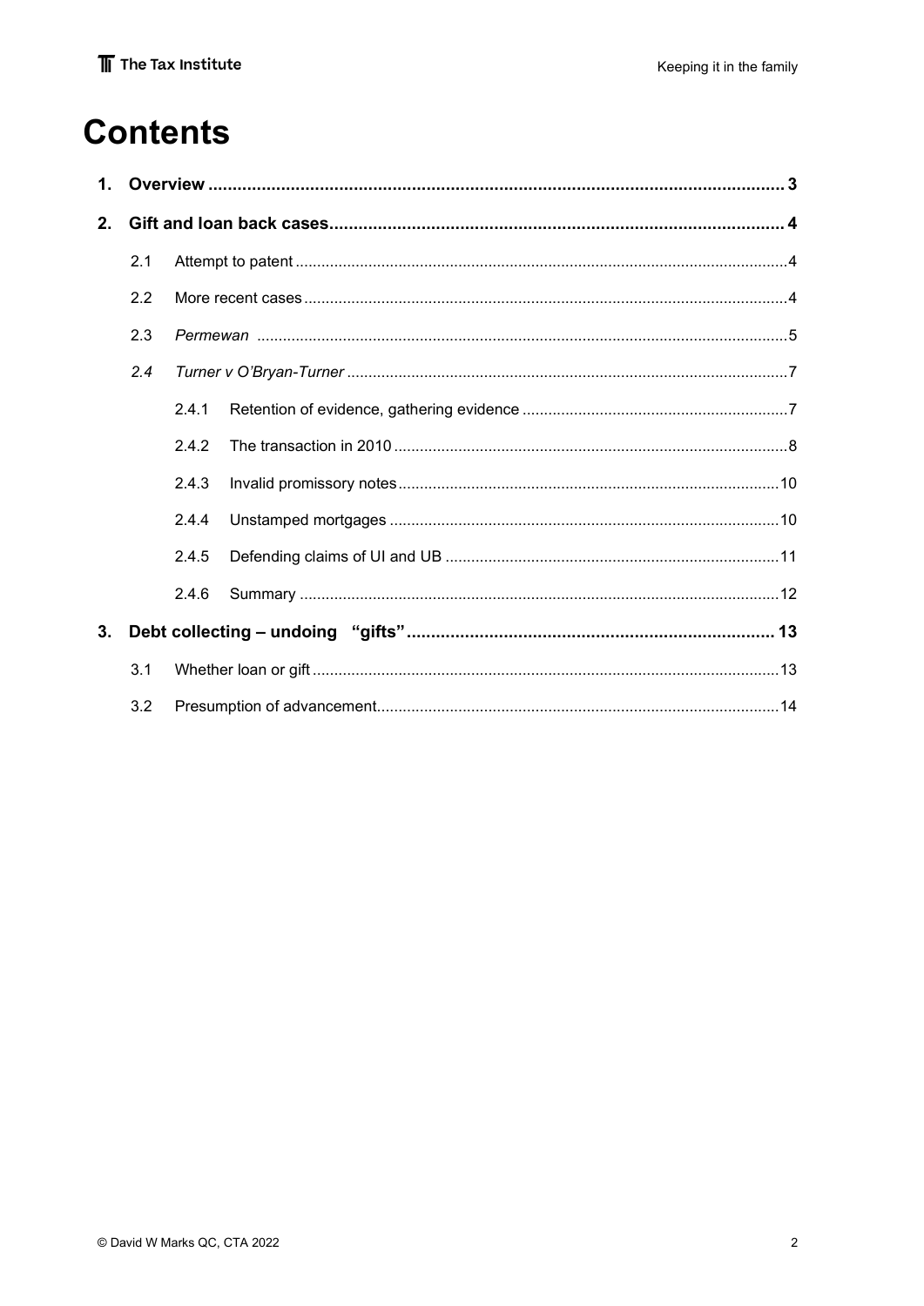# Contents

1. **Overview** ..... 3
2. **Gift and loan back cases** ..... 4
   - 2.1 Attempt to patent ..... 4
   - 2.2 More recent cases ..... 4
   - 2.3 *Permewan* ..... 5
   - *2.4* *Turner v O'Bryan-Turner* ..... 7
     - 2.4.1 Retention of evidence, gathering evidence ..... 7
     - 2.4.2 The transaction in 2010 ..... 8
     - 2.4.3 Invalid promissory notes ..... 10
     - 2.4.4 Unstamped mortgages ..... 10
     - 2.4.5 Defending claims of UI and UB ..... 11
     - 2.4.6 Summary ..... 12
3. **Debt collecting – undoing "gifts"** ..... 13
   - 3.1 Whether loan or gift ..... 13
   - 3.2 Presumption of advancement ..... 14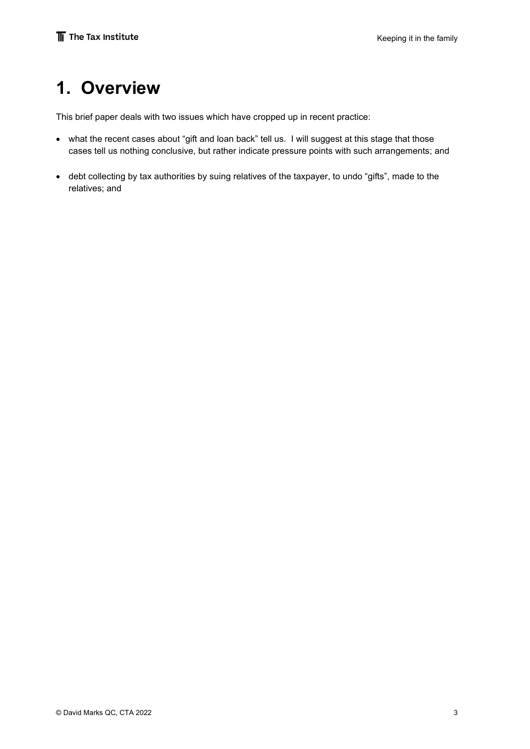# 1. Overview

This brief paper deals with two issues which have cropped up in recent practice:

- what the recent cases about “gift and loan back” tell us. I will suggest at this stage that those cases tell us nothing conclusive, but rather indicate pressure points with such arrangements; and
- debt collecting by tax authorities by suing relatives of the taxpayer, to undo “gifts”, made to the relatives; and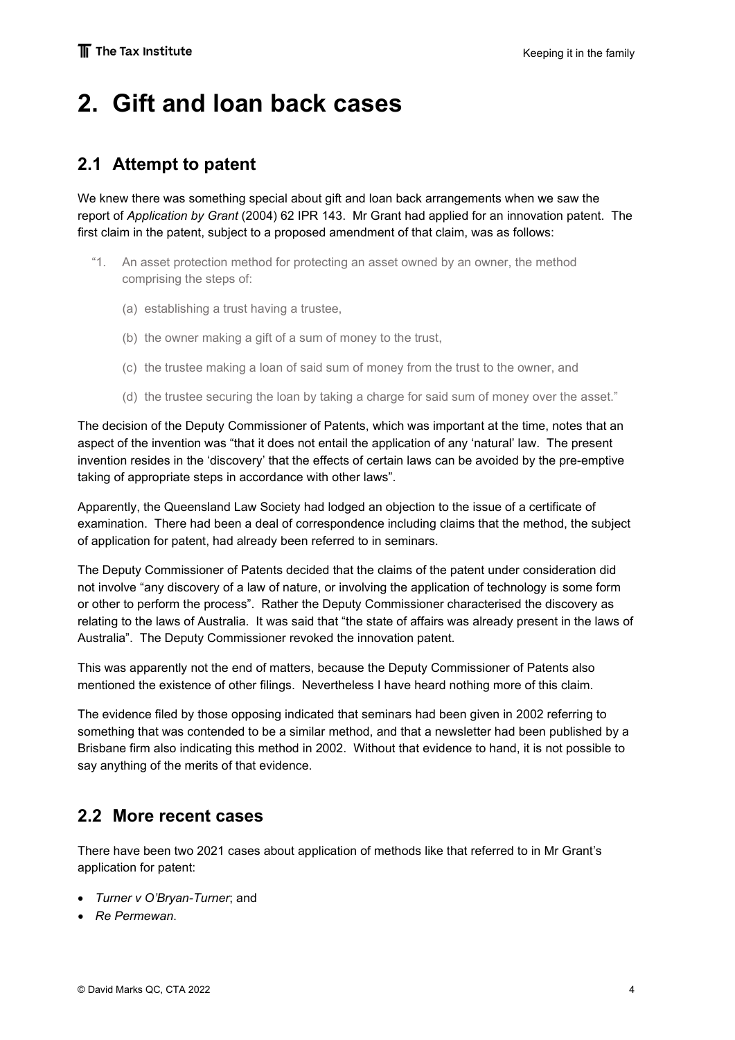# 2. Gift and loan back cases

## 2.1 Attempt to patent

We knew there was something special about gift and loan back arrangements when we saw the report of *Application by Grant* (2004) 62 IPR 143. Mr Grant had applied for an innovation patent. The first claim in the patent, subject to a proposed amendment of that claim, was as follows:

> "1. An asset protection method for protecting an asset owned by an owner, the method comprising the steps of:
>
> (a) establishing a trust having a trustee,
>
> (b) the owner making a gift of a sum of money to the trust,
>
> (c) the trustee making a loan of said sum of money from the trust to the owner, and
>
> (d) the trustee securing the loan by taking a charge for said sum of money over the asset."

The decision of the Deputy Commissioner of Patents, which was important at the time, notes that an aspect of the invention was "that it does not entail the application of any 'natural' law. The present invention resides in the 'discovery' that the effects of certain laws can be avoided by the pre-emptive taking of appropriate steps in accordance with other laws".

Apparently, the Queensland Law Society had lodged an objection to the issue of a certificate of examination. There had been a deal of correspondence including claims that the method, the subject of application for patent, had already been referred to in seminars.

The Deputy Commissioner of Patents decided that the claims of the patent under consideration did not involve "any discovery of a law of nature, or involving the application of technology is some form or other to perform the process". Rather the Deputy Commissioner characterised the discovery as relating to the laws of Australia. It was said that "the state of affairs was already present in the laws of Australia". The Deputy Commissioner revoked the innovation patent.

This was apparently not the end of matters, because the Deputy Commissioner of Patents also mentioned the existence of other filings. Nevertheless I have heard nothing more of this claim.

The evidence filed by those opposing indicated that seminars had been given in 2002 referring to something that was contended to be a similar method, and that a newsletter had been published by a Brisbane firm also indicating this method in 2002. Without that evidence to hand, it is not possible to say anything of the merits of that evidence.

## 2.2 More recent cases

There have been two 2021 cases about application of methods like that referred to in Mr Grant's application for patent:

- *Turner v O'Bryan-Turner*; and
- *Re Permewan*.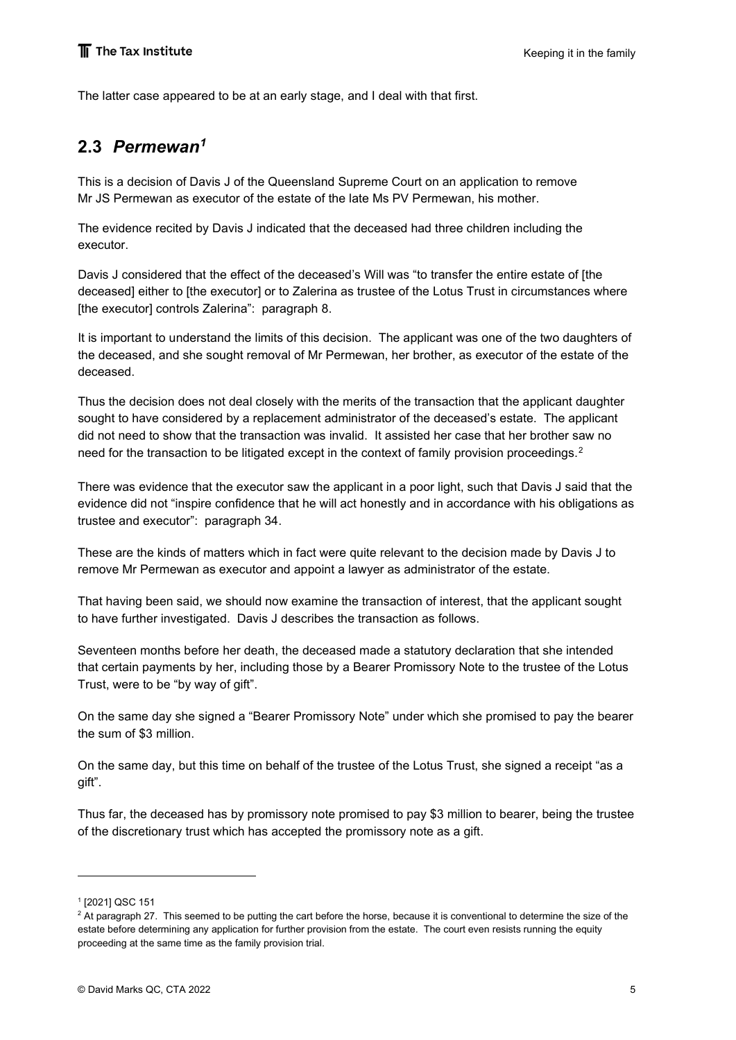The latter case appeared to be at an early stage, and I deal with that first.

## 2.3 *Permewan*[1]

This is a decision of Davis J of the Queensland Supreme Court on an application to remove Mr JS Permewan as executor of the estate of the late Ms PV Permewan, his mother.

The evidence recited by Davis J indicated that the deceased had three children including the executor.

Davis J considered that the effect of the deceased's Will was "to transfer the entire estate of [the deceased] either to [the executor] or to Zalerina as trustee of the Lotus Trust in circumstances where [the executor] controls Zalerina": paragraph 8.

It is important to understand the limits of this decision. The applicant was one of the two daughters of the deceased, and she sought removal of Mr Permewan, her brother, as executor of the estate of the deceased.

Thus the decision does not deal closely with the merits of the transaction that the applicant daughter sought to have considered by a replacement administrator of the deceased's estate. The applicant did not need to show that the transaction was invalid. It assisted her case that her brother saw no need for the transaction to be litigated except in the context of family provision proceedings.[2]

There was evidence that the executor saw the applicant in a poor light, such that Davis J said that the evidence did not "inspire confidence that he will act honestly and in accordance with his obligations as trustee and executor": paragraph 34.

These are the kinds of matters which in fact were quite relevant to the decision made by Davis J to remove Mr Permewan as executor and appoint a lawyer as administrator of the estate.

That having been said, we should now examine the transaction of interest, that the applicant sought to have further investigated. Davis J describes the transaction as follows.

Seventeen months before her death, the deceased made a statutory declaration that she intended that certain payments by her, including those by a Bearer Promissory Note to the trustee of the Lotus Trust, were to be "by way of gift".

On the same day she signed a "Bearer Promissory Note" under which she promised to pay the bearer the sum of $3 million.

On the same day, but this time on behalf of the trustee of the Lotus Trust, she signed a receipt "as a gift".

Thus far, the deceased has by promissory note promised to pay $3 million to bearer, being the trustee of the discretionary trust which has accepted the promissory note as a gift.

---

[1] [2021] QSC 151

[2] At paragraph 27. This seemed to be putting the cart before the horse, because it is conventional to determine the size of the estate before determining any application for further provision from the estate. The court even resists running the equity proceeding at the same time as the family provision trial.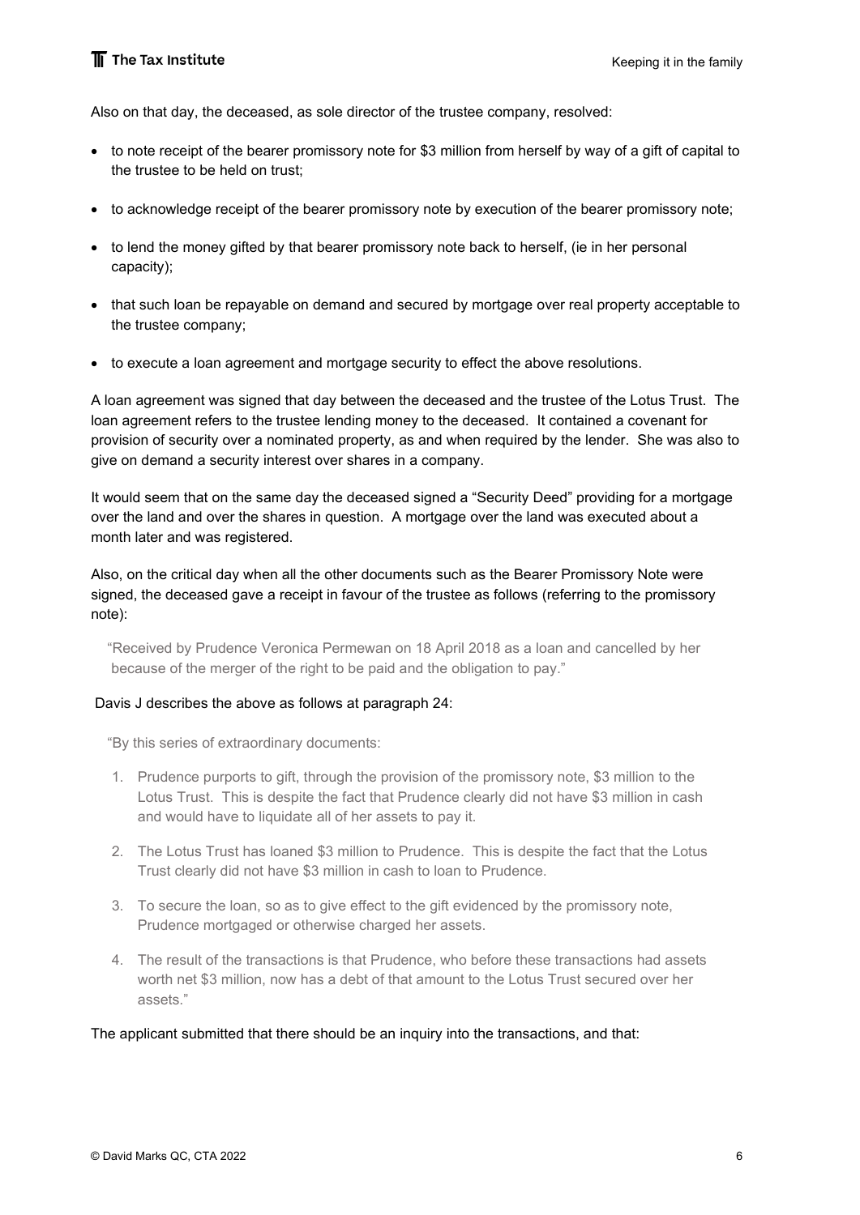Also on that day, the deceased, as sole director of the trustee company, resolved:

- to note receipt of the bearer promissory note for $3 million from herself by way of a gift of capital to the trustee to be held on trust;
- to acknowledge receipt of the bearer promissory note by execution of the bearer promissory note;
- to lend the money gifted by that bearer promissory note back to herself, (ie in her personal capacity);
- that such loan be repayable on demand and secured by mortgage over real property acceptable to the trustee company;
- to execute a loan agreement and mortgage security to effect the above resolutions.

A loan agreement was signed that day between the deceased and the trustee of the Lotus Trust. The loan agreement refers to the trustee lending money to the deceased. It contained a covenant for provision of security over a nominated property, as and when required by the lender. She was also to give on demand a security interest over shares in a company.

It would seem that on the same day the deceased signed a "Security Deed" providing for a mortgage over the land and over the shares in question. A mortgage over the land was executed about a month later and was registered.

Also, on the critical day when all the other documents such as the Bearer Promissory Note were signed, the deceased gave a receipt in favour of the trustee as follows (referring to the promissory note):

> "Received by Prudence Veronica Permewan on 18 April 2018 as a loan and cancelled by her because of the merger of the right to be paid and the obligation to pay."

Davis J describes the above as follows at paragraph 24:

> "By this series of extraordinary documents:
>
> 1. Prudence purports to gift, through the provision of the promissory note, $3 million to the Lotus Trust. This is despite the fact that Prudence clearly did not have $3 million in cash and would have to liquidate all of her assets to pay it.
> 2. The Lotus Trust has loaned $3 million to Prudence. This is despite the fact that the Lotus Trust clearly did not have $3 million in cash to loan to Prudence.
> 3. To secure the loan, so as to give effect to the gift evidenced by the promissory note, Prudence mortgaged or otherwise charged her assets.
> 4. The result of the transactions is that Prudence, who before these transactions had assets worth net $3 million, now has a debt of that amount to the Lotus Trust secured over her assets."

The applicant submitted that there should be an inquiry into the transactions, and that: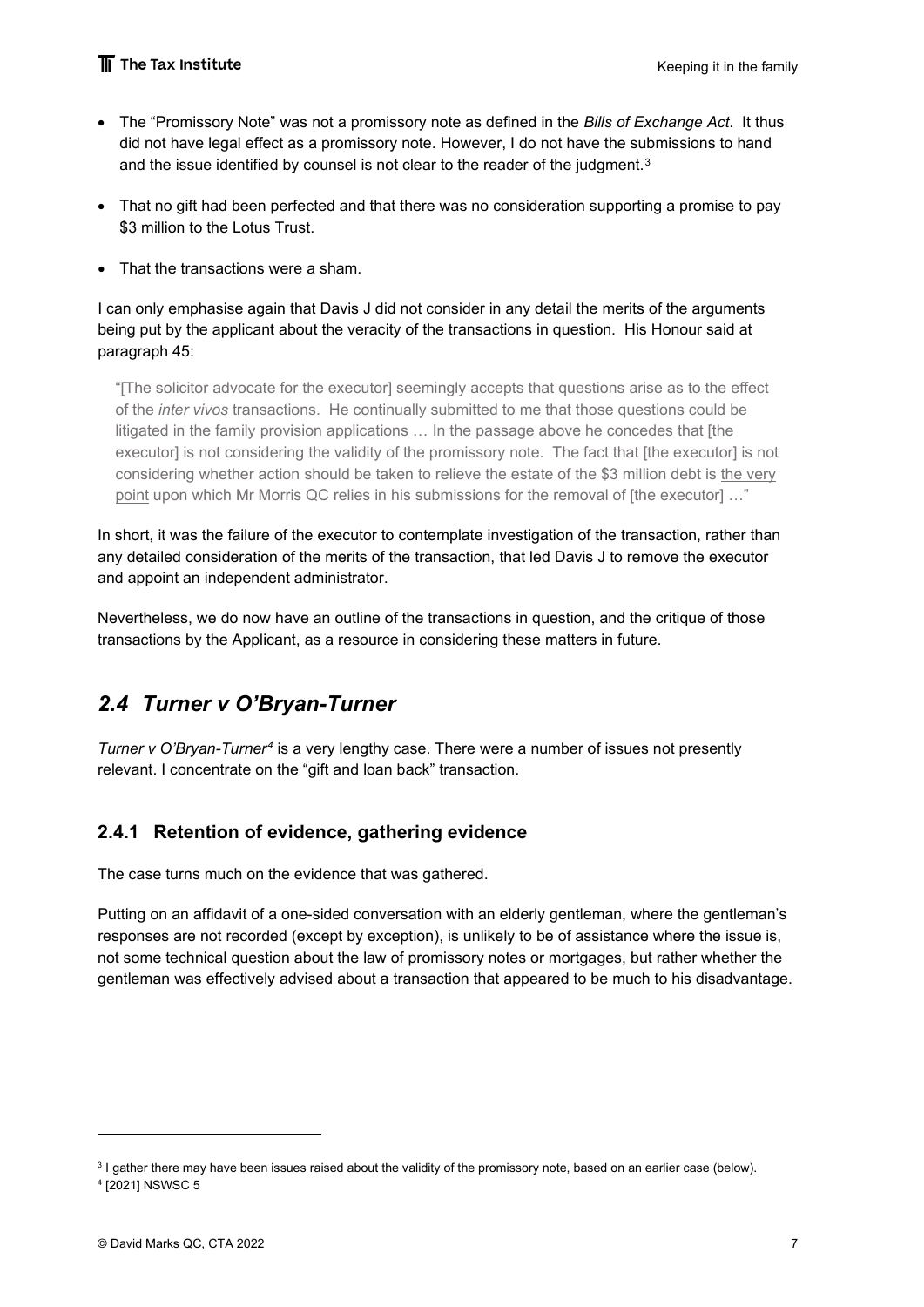- The "Promissory Note" was not a promissory note as defined in the *Bills of Exchange Act*. It thus did not have legal effect as a promissory note. However, I do not have the submissions to hand and the issue identified by counsel is not clear to the reader of the judgment.[3]
- That no gift had been perfected and that there was no consideration supporting a promise to pay $3 million to the Lotus Trust.
- That the transactions were a sham.

I can only emphasise again that Davis J did not consider in any detail the merits of the arguments being put by the applicant about the veracity of the transactions in question. His Honour said at paragraph 45:

> "[The solicitor advocate for the executor] seemingly accepts that questions arise as to the effect of the *inter vivos* transactions. He continually submitted to me that those questions could be litigated in the family provision applications … In the passage above he concedes that [the executor] is not considering the validity of the promissory note. The fact that [the executor] is not considering whether action should be taken to relieve the estate of the $3 million debt is the very point upon which Mr Morris QC relies in his submissions for the removal of [the executor] …"

In short, it was the failure of the executor to contemplate investigation of the transaction, rather than any detailed consideration of the merits of the transaction, that led Davis J to remove the executor and appoint an independent administrator.

Nevertheless, we do now have an outline of the transactions in question, and the critique of those transactions by the Applicant, as a resource in considering these matters in future.

## *2.4 Turner v O'Bryan-Turner*

*Turner v O'Bryan-Turner*[4] is a very lengthy case. There were a number of issues not presently relevant. I concentrate on the "gift and loan back" transaction.

### 2.4.1 Retention of evidence, gathering evidence

The case turns much on the evidence that was gathered.

Putting on an affidavit of a one-sided conversation with an elderly gentleman, where the gentleman's responses are not recorded (except by exception), is unlikely to be of assistance where the issue is, not some technical question about the law of promissory notes or mortgages, but rather whether the gentleman was effectively advised about a transaction that appeared to be much to his disadvantage.

---

[3] I gather there may have been issues raised about the validity of the promissory note, based on an earlier case (below).

[4] [2021] NSWSC 5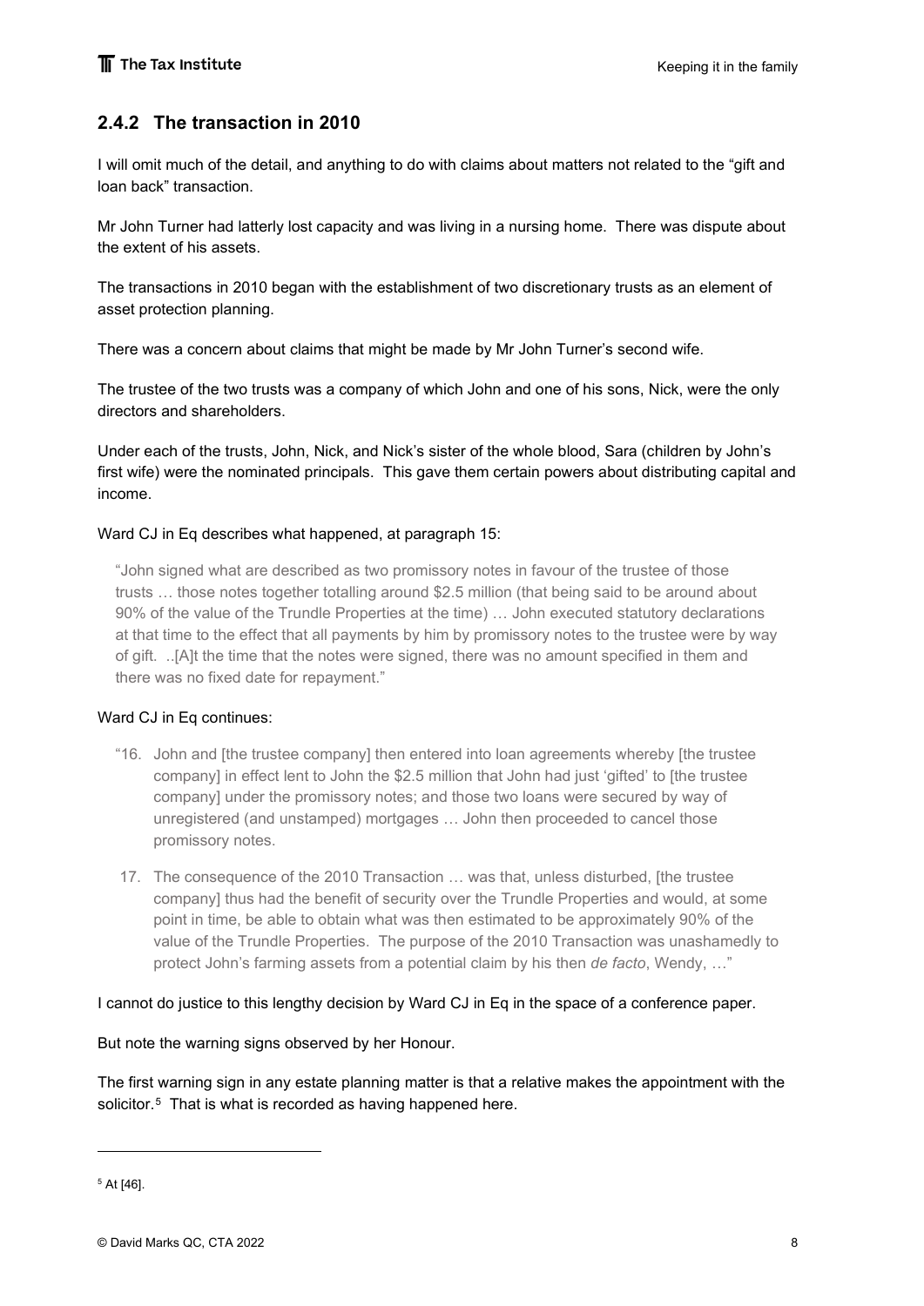### 2.4.2 The transaction in 2010

I will omit much of the detail, and anything to do with claims about matters not related to the "gift and loan back" transaction.

Mr John Turner had latterly lost capacity and was living in a nursing home. There was dispute about the extent of his assets.

The transactions in 2010 began with the establishment of two discretionary trusts as an element of asset protection planning.

There was a concern about claims that might be made by Mr John Turner's second wife.

The trustee of the two trusts was a company of which John and one of his sons, Nick, were the only directors and shareholders.

Under each of the trusts, John, Nick, and Nick's sister of the whole blood, Sara (children by John's first wife) were the nominated principals. This gave them certain powers about distributing capital and income.

Ward CJ in Eq describes what happened, at paragraph 15:

> "John signed what are described as two promissory notes in favour of the trustee of those trusts … those notes together totalling around $2.5 million (that being said to be around about 90% of the value of the Trundle Properties at the time) … John executed statutory declarations at that time to the effect that all payments by him by promissory notes to the trustee were by way of gift. ..[A]t the time that the notes were signed, there was no amount specified in them and there was no fixed date for repayment."

Ward CJ in Eq continues:

> "16. John and [the trustee company] then entered into loan agreements whereby [the trustee company] in effect lent to John the $2.5 million that John had just 'gifted' to [the trustee company] under the promissory notes; and those two loans were secured by way of unregistered (and unstamped) mortgages … John then proceeded to cancel those promissory notes.
>
> 17. The consequence of the 2010 Transaction … was that, unless disturbed, [the trustee company] thus had the benefit of security over the Trundle Properties and would, at some point in time, be able to obtain what was then estimated to be approximately 90% of the value of the Trundle Properties. The purpose of the 2010 Transaction was unashamedly to protect John's farming assets from a potential claim by his then *de facto*, Wendy, …"

I cannot do justice to this lengthy decision by Ward CJ in Eq in the space of a conference paper.

But note the warning signs observed by her Honour.

The first warning sign in any estate planning matter is that a relative makes the appointment with the solicitor.[5] That is what is recorded as having happened here.

---

[5] At [46].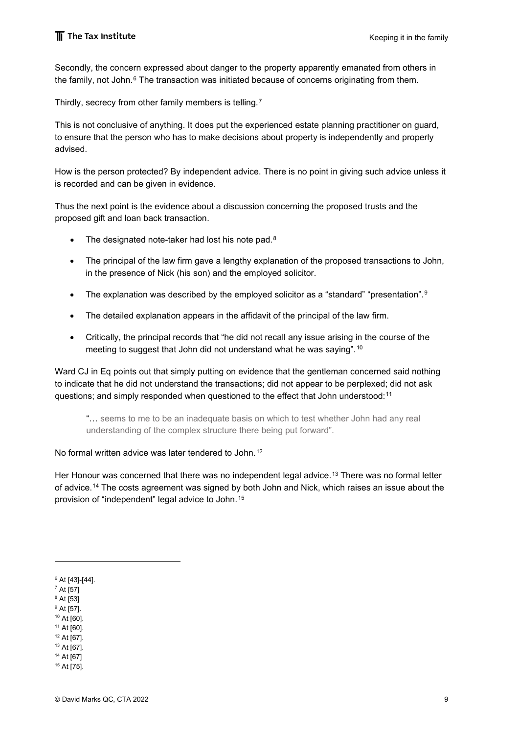Secondly, the concern expressed about danger to the property apparently emanated from others in the family, not John.[6] The transaction was initiated because of concerns originating from them.

Thirdly, secrecy from other family members is telling.[7]

This is not conclusive of anything. It does put the experienced estate planning practitioner on guard, to ensure that the person who has to make decisions about property is independently and properly advised.

How is the person protected? By independent advice. There is no point in giving such advice unless it is recorded and can be given in evidence.

Thus the next point is the evidence about a discussion concerning the proposed trusts and the proposed gift and loan back transaction.

- The designated note-taker had lost his note pad.[8]
- The principal of the law firm gave a lengthy explanation of the proposed transactions to John, in the presence of Nick (his son) and the employed solicitor.
- The explanation was described by the employed solicitor as a "standard" "presentation".[9]
- The detailed explanation appears in the affidavit of the principal of the law firm.
- Critically, the principal records that "he did not recall any issue arising in the course of the meeting to suggest that John did not understand what he was saying".[10]

Ward CJ in Eq points out that simply putting on evidence that the gentleman concerned said nothing to indicate that he did not understand the transactions; did not appear to be perplexed; did not ask questions; and simply responded when questioned to the effect that John understood:[11]

> "… seems to me to be an inadequate basis on which to test whether John had any real understanding of the complex structure there being put forward".

No formal written advice was later tendered to John.[12]

Her Honour was concerned that there was no independent legal advice.[13] There was no formal letter of advice.[14] The costs agreement was signed by both John and Nick, which raises an issue about the provision of "independent" legal advice to John.[15]

---

[6] At [43]-[44].
[7] At [57]
[8] At [53]
[9] At [57].
[10] At [60].
[11] At [60].
[12] At [67].
[13] At [67].
[14] At [67]
[15] At [75].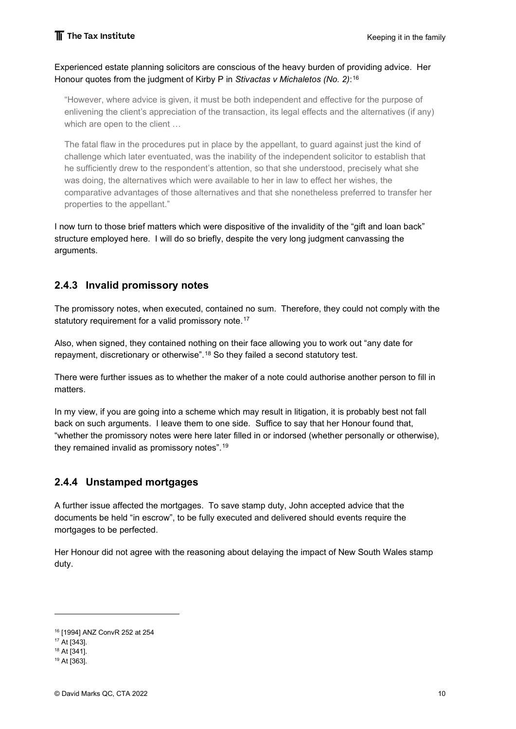Experienced estate planning solicitors are conscious of the heavy burden of providing advice. Her Honour quotes from the judgment of Kirby P in *Stivactas v Michaletos (No. 2)*:[16]

> "However, where advice is given, it must be both independent and effective for the purpose of enlivening the client's appreciation of the transaction, its legal effects and the alternatives (if any) which are open to the client …
>
> The fatal flaw in the procedures put in place by the appellant, to guard against just the kind of challenge which later eventuated, was the inability of the independent solicitor to establish that he sufficiently drew to the respondent's attention, so that she understood, precisely what she was doing, the alternatives which were available to her in law to effect her wishes, the comparative advantages of those alternatives and that she nonetheless preferred to transfer her properties to the appellant."

I now turn to those brief matters which were dispositive of the invalidity of the "gift and loan back" structure employed here. I will do so briefly, despite the very long judgment canvassing the arguments.

### 2.4.3 Invalid promissory notes

The promissory notes, when executed, contained no sum. Therefore, they could not comply with the statutory requirement for a valid promissory note.[17]

Also, when signed, they contained nothing on their face allowing you to work out "any date for repayment, discretionary or otherwise".[18] So they failed a second statutory test.

There were further issues as to whether the maker of a note could authorise another person to fill in matters.

In my view, if you are going into a scheme which may result in litigation, it is probably best not fall back on such arguments. I leave them to one side. Suffice to say that her Honour found that, "whether the promissory notes were here later filled in or indorsed (whether personally or otherwise), they remained invalid as promissory notes".[19]

### 2.4.4 Unstamped mortgages

A further issue affected the mortgages. To save stamp duty, John accepted advice that the documents be held "in escrow", to be fully executed and delivered should events require the mortgages to be perfected.

Her Honour did not agree with the reasoning about delaying the impact of New South Wales stamp duty.

---

[16] [1994] ANZ ConvR 252 at 254

[17] At [343].

[18] At [341].

[19] At [363].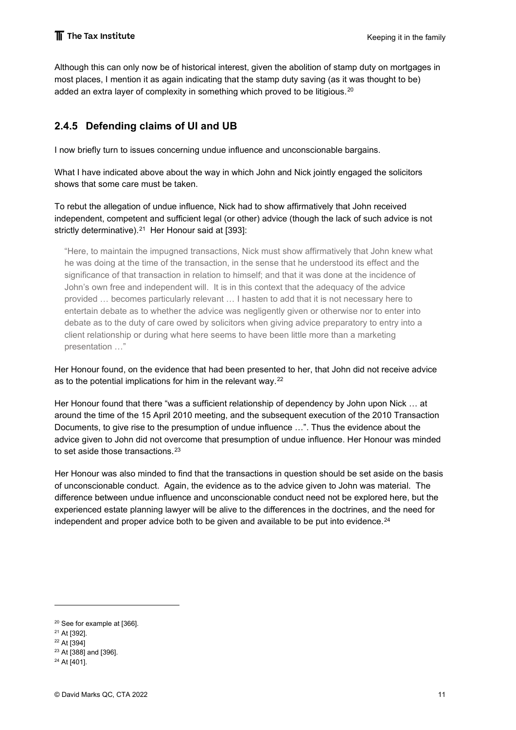Although this can only now be of historical interest, given the abolition of stamp duty on mortgages in most places, I mention it as again indicating that the stamp duty saving (as it was thought to be) added an extra layer of complexity in something which proved to be litigious.[20]

### 2.4.5 Defending claims of UI and UB

I now briefly turn to issues concerning undue influence and unconscionable bargains.

What I have indicated above about the way in which John and Nick jointly engaged the solicitors shows that some care must be taken.

To rebut the allegation of undue influence, Nick had to show affirmatively that John received independent, competent and sufficient legal (or other) advice (though the lack of such advice is not strictly determinative).[21] Her Honour said at [393]:

> "Here, to maintain the impugned transactions, Nick must show affirmatively that John knew what he was doing at the time of the transaction, in the sense that he understood its effect and the significance of that transaction in relation to himself; and that it was done at the incidence of John's own free and independent will. It is in this context that the adequacy of the advice provided … becomes particularly relevant … I hasten to add that it is not necessary here to entertain debate as to whether the advice was negligently given or otherwise nor to enter into debate as to the duty of care owed by solicitors when giving advice preparatory to entry into a client relationship or during what here seems to have been little more than a marketing presentation …"

Her Honour found, on the evidence that had been presented to her, that John did not receive advice as to the potential implications for him in the relevant way.[22]

Her Honour found that there "was a sufficient relationship of dependency by John upon Nick … at around the time of the 15 April 2010 meeting, and the subsequent execution of the 2010 Transaction Documents, to give rise to the presumption of undue influence …". Thus the evidence about the advice given to John did not overcome that presumption of undue influence. Her Honour was minded to set aside those transactions.[23]

Her Honour was also minded to find that the transactions in question should be set aside on the basis of unconscionable conduct. Again, the evidence as to the advice given to John was material. The difference between undue influence and unconscionable conduct need not be explored here, but the experienced estate planning lawyer will be alive to the differences in the doctrines, and the need for independent and proper advice both to be given and available to be put into evidence.[24]

---

[20] See for example at [366].

[21] At [392].

[22] At [394]

[23] At [388] and [396].

[24] At [401].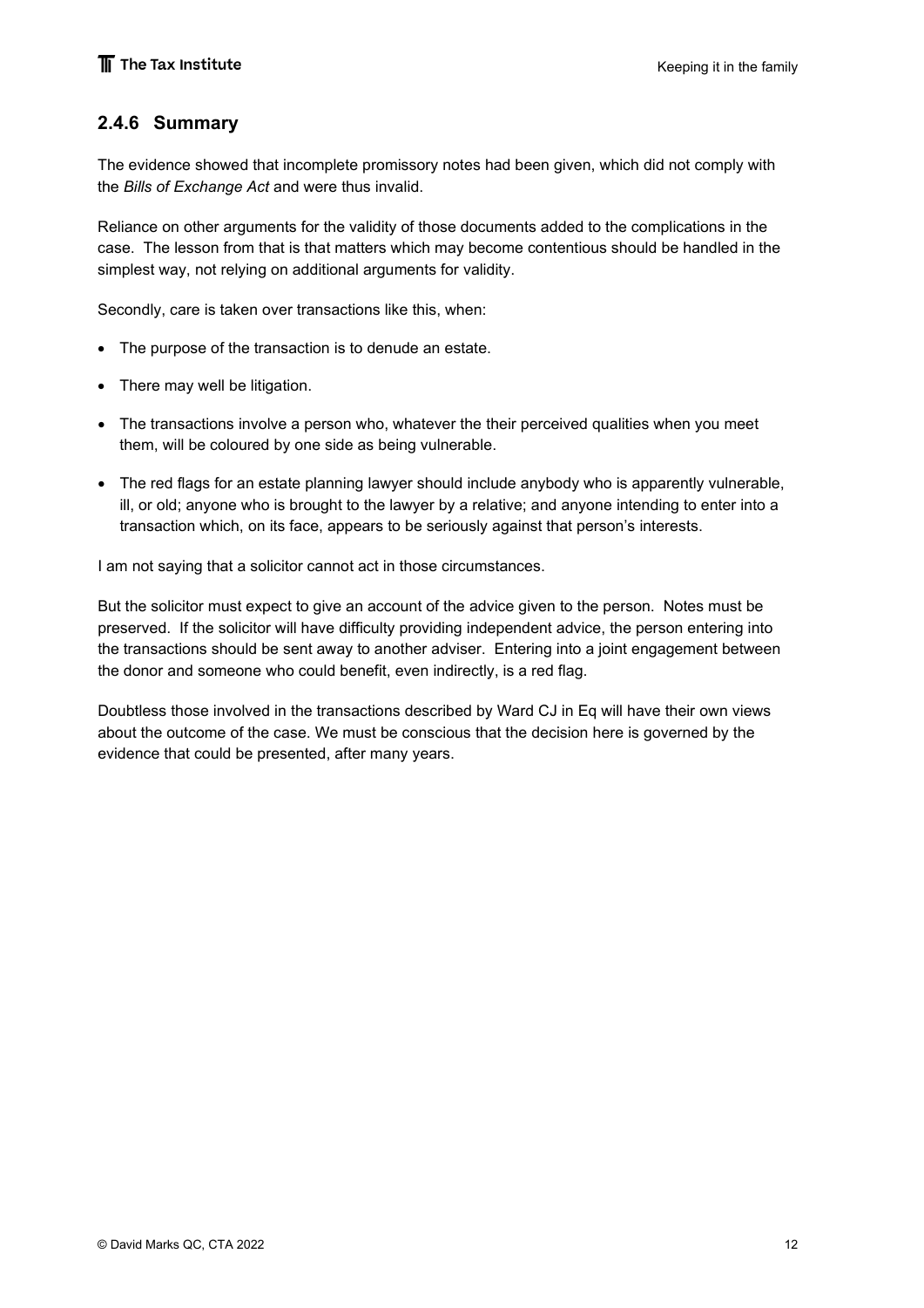### 2.4.6 Summary

The evidence showed that incomplete promissory notes had been given, which did not comply with the *Bills of Exchange Act* and were thus invalid.

Reliance on other arguments for the validity of those documents added to the complications in the case. The lesson from that is that matters which may become contentious should be handled in the simplest way, not relying on additional arguments for validity.

Secondly, care is taken over transactions like this, when:

- The purpose of the transaction is to denude an estate.
- There may well be litigation.
- The transactions involve a person who, whatever the their perceived qualities when you meet them, will be coloured by one side as being vulnerable.
- The red flags for an estate planning lawyer should include anybody who is apparently vulnerable, ill, or old; anyone who is brought to the lawyer by a relative; and anyone intending to enter into a transaction which, on its face, appears to be seriously against that person's interests.

I am not saying that a solicitor cannot act in those circumstances.

But the solicitor must expect to give an account of the advice given to the person. Notes must be preserved. If the solicitor will have difficulty providing independent advice, the person entering into the transactions should be sent away to another adviser. Entering into a joint engagement between the donor and someone who could benefit, even indirectly, is a red flag.

Doubtless those involved in the transactions described by Ward CJ in Eq will have their own views about the outcome of the case. We must be conscious that the decision here is governed by the evidence that could be presented, after many years.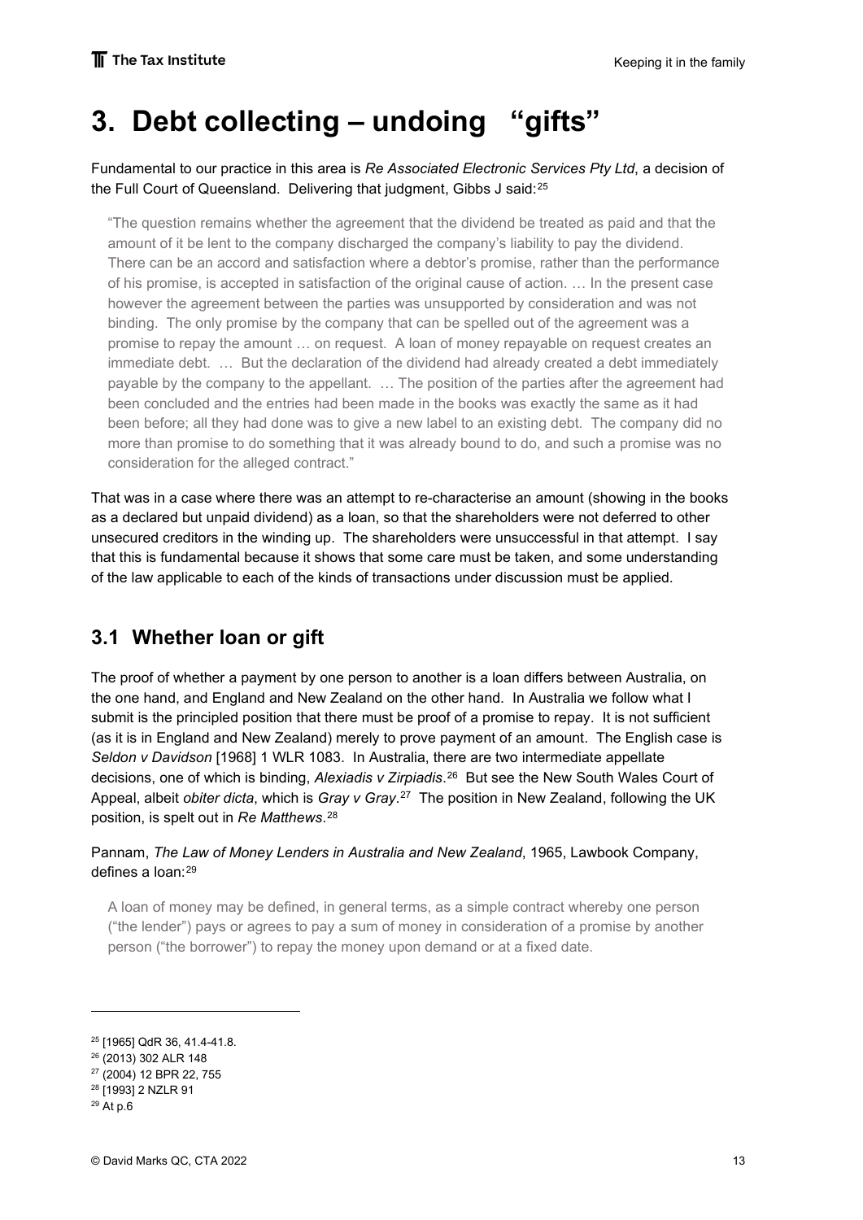# 3. Debt collecting – undoing "gifts"

Fundamental to our practice in this area is *Re Associated Electronic Services Pty Ltd*, a decision of the Full Court of Queensland. Delivering that judgment, Gibbs J said:[25]

> "The question remains whether the agreement that the dividend be treated as paid and that the amount of it be lent to the company discharged the company's liability to pay the dividend. There can be an accord and satisfaction where a debtor's promise, rather than the performance of his promise, is accepted in satisfaction of the original cause of action. … In the present case however the agreement between the parties was unsupported by consideration and was not binding. The only promise by the company that can be spelled out of the agreement was a promise to repay the amount … on request. A loan of money repayable on request creates an immediate debt. … But the declaration of the dividend had already created a debt immediately payable by the company to the appellant. … The position of the parties after the agreement had been concluded and the entries had been made in the books was exactly the same as it had been before; all they had done was to give a new label to an existing debt. The company did no more than promise to do something that it was already bound to do, and such a promise was no consideration for the alleged contract."

That was in a case where there was an attempt to re-characterise an amount (showing in the books as a declared but unpaid dividend) as a loan, so that the shareholders were not deferred to other unsecured creditors in the winding up. The shareholders were unsuccessful in that attempt. I say that this is fundamental because it shows that some care must be taken, and some understanding of the law applicable to each of the kinds of transactions under discussion must be applied.

## 3.1 Whether loan or gift

The proof of whether a payment by one person to another is a loan differs between Australia, on the one hand, and England and New Zealand on the other hand. In Australia we follow what I submit is the principled position that there must be proof of a promise to repay. It is not sufficient (as it is in England and New Zealand) merely to prove payment of an amount. The English case is *Seldon v Davidson* [1968] 1 WLR 1083. In Australia, there are two intermediate appellate decisions, one of which is binding, *Alexiadis v Zirpiadis*.[26] But see the New South Wales Court of Appeal, albeit *obiter dicta*, which is *Gray v Gray*.[27] The position in New Zealand, following the UK position, is spelt out in *Re Matthews*.[28]

Pannam, *The Law of Money Lenders in Australia and New Zealand*, 1965, Lawbook Company, defines a loan:[29]

> A loan of money may be defined, in general terms, as a simple contract whereby one person ("the lender") pays or agrees to pay a sum of money in consideration of a promise by another person ("the borrower") to repay the money upon demand or at a fixed date.

---

[25] [1965] QdR 36, 41.4-41.8.

[26] (2013) 302 ALR 148

[27] (2004) 12 BPR 22, 755

[28] [1993] 2 NZLR 91

[29] At p.6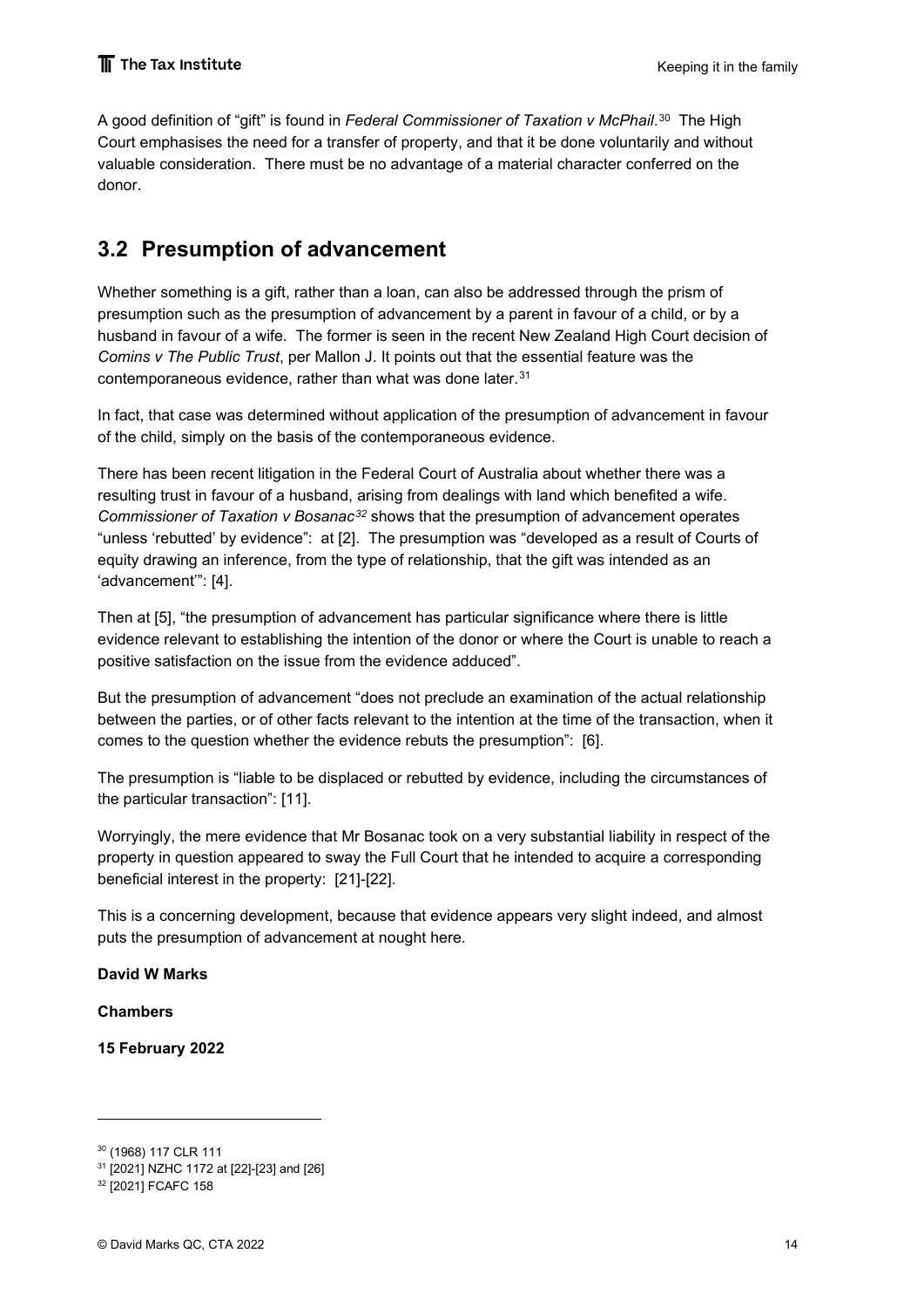A good definition of "gift" is found in *Federal Commissioner of Taxation v McPhail*.[30] The High Court emphasises the need for a transfer of property, and that it be done voluntarily and without valuable consideration. There must be no advantage of a material character conferred on the donor.

## 3.2 Presumption of advancement

Whether something is a gift, rather than a loan, can also be addressed through the prism of presumption such as the presumption of advancement by a parent in favour of a child, or by a husband in favour of a wife. The former is seen in the recent New Zealand High Court decision of *Comins v The Public Trust*, per Mallon J. It points out that the essential feature was the contemporaneous evidence, rather than what was done later.[31]

In fact, that case was determined without application of the presumption of advancement in favour of the child, simply on the basis of the contemporaneous evidence.

There has been recent litigation in the Federal Court of Australia about whether there was a resulting trust in favour of a husband, arising from dealings with land which benefited a wife. *Commissioner of Taxation v Bosanac*[32] shows that the presumption of advancement operates "unless 'rebutted' by evidence": at [2]. The presumption was "developed as a result of Courts of equity drawing an inference, from the type of relationship, that the gift was intended as an 'advancement'": [4].

Then at [5], "the presumption of advancement has particular significance where there is little evidence relevant to establishing the intention of the donor or where the Court is unable to reach a positive satisfaction on the issue from the evidence adduced".

But the presumption of advancement "does not preclude an examination of the actual relationship between the parties, or of other facts relevant to the intention at the time of the transaction, when it comes to the question whether the evidence rebuts the presumption": [6].

The presumption is "liable to be displaced or rebutted by evidence, including the circumstances of the particular transaction": [11].

Worryingly, the mere evidence that Mr Bosanac took on a very substantial liability in respect of the property in question appeared to sway the Full Court that he intended to acquire a corresponding beneficial interest in the property: [21]-[22].

This is a concerning development, because that evidence appears very slight indeed, and almost puts the presumption of advancement at nought here.

**David W Marks**

**Chambers**

**15 February 2022**

---

[30] (1968) 117 CLR 111

[31] [2021] NZHC 1172 at [22]-[23] and [26]

[32] [2021] FCAFC 158